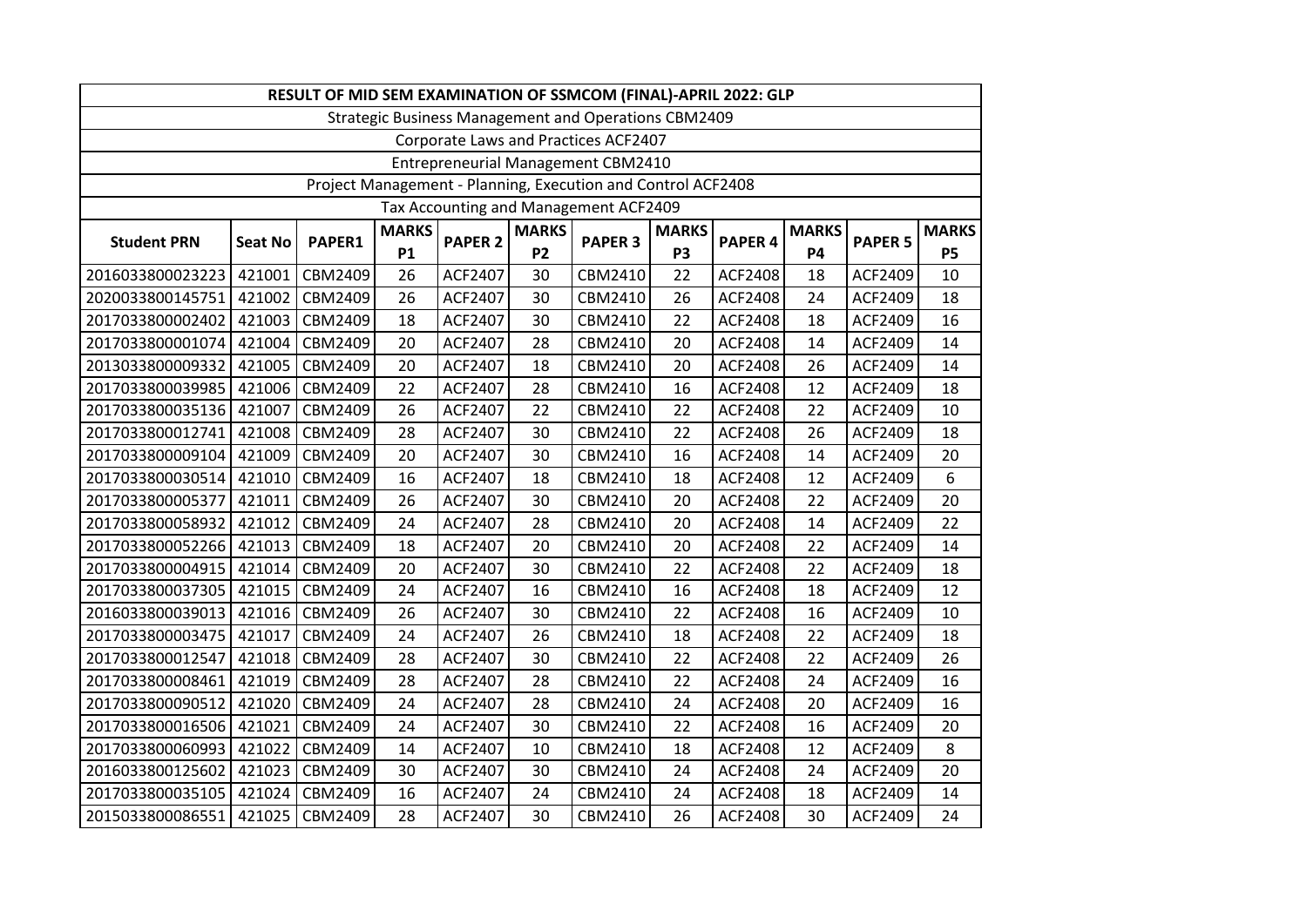| RESULT OF MID SEM EXAMINATION OF SSMCOM (FINAL)-APRIL 2022: GLP | | | | | | | | | | | | |
|---|---|---|---|---|---|---|---|---|---|---|---|---|
| Strategic Business Management and Operations CBM2409 | | | | | | | | | | | | |
| Corporate Laws and Practices ACF2407 | | | | | | | | | | | | |
| Entrepreneurial Management CBM2410 | | | | | | | | | | | | |
| Project Management - Planning, Execution and Control ACF2408 | | | | | | | | | | | | |
| Tax Accounting and Management ACF2409 | | | | | | | | | | | | |
| **Student PRN** | **Seat No** | **PAPER1** | **MARKS P1** | **PAPER 2** | **MARKS P2** | **PAPER 3** | **MARKS P3** | **PAPER 4** | **MARKS P4** | **PAPER 5** | **MARKS P5** | |
| 2016033800023223 | 421001 | CBM2409 | 26 | ACF2407 | 30 | CBM2410 | 22 | ACF2408 | 18 | ACF2409 | 10 | |
| 2020033800145751 | 421002 | CBM2409 | 26 | ACF2407 | 30 | CBM2410 | 26 | ACF2408 | 24 | ACF2409 | 18 | |
| 2017033800002402 | 421003 | CBM2409 | 18 | ACF2407 | 30 | CBM2410 | 22 | ACF2408 | 18 | ACF2409 | 16 | |
| 2017033800001074 | 421004 | CBM2409 | 20 | ACF2407 | 28 | CBM2410 | 20 | ACF2408 | 14 | ACF2409 | 14 | |
| 2013033800009332 | 421005 | CBM2409 | 20 | ACF2407 | 18 | CBM2410 | 20 | ACF2408 | 26 | ACF2409 | 14 | |
| 2017033800039985 | 421006 | CBM2409 | 22 | ACF2407 | 28 | CBM2410 | 16 | ACF2408 | 12 | ACF2409 | 18 | |
| 2017033800035136 | 421007 | CBM2409 | 26 | ACF2407 | 22 | CBM2410 | 22 | ACF2408 | 22 | ACF2409 | 10 | |
| 2017033800012741 | 421008 | CBM2409 | 28 | ACF2407 | 30 | CBM2410 | 22 | ACF2408 | 26 | ACF2409 | 18 | |
| 2017033800009104 | 421009 | CBM2409 | 20 | ACF2407 | 30 | CBM2410 | 16 | ACF2408 | 14 | ACF2409 | 20 | |
| 2017033800030514 | 421010 | CBM2409 | 16 | ACF2407 | 18 | CBM2410 | 18 | ACF2408 | 12 | ACF2409 | 6 | |
| 2017033800005377 | 421011 | CBM2409 | 26 | ACF2407 | 30 | CBM2410 | 20 | ACF2408 | 22 | ACF2409 | 20 | |
| 2017033800058932 | 421012 | CBM2409 | 24 | ACF2407 | 28 | CBM2410 | 20 | ACF2408 | 14 | ACF2409 | 22 | |
| 2017033800052266 | 421013 | CBM2409 | 18 | ACF2407 | 20 | CBM2410 | 20 | ACF2408 | 22 | ACF2409 | 14 | |
| 2017033800004915 | 421014 | CBM2409 | 20 | ACF2407 | 30 | CBM2410 | 22 | ACF2408 | 22 | ACF2409 | 18 | |
| 2017033800037305 | 421015 | CBM2409 | 24 | ACF2407 | 16 | CBM2410 | 16 | ACF2408 | 18 | ACF2409 | 12 | |
| 2016033800039013 | 421016 | CBM2409 | 26 | ACF2407 | 30 | CBM2410 | 22 | ACF2408 | 16 | ACF2409 | 10 | |
| 2017033800003475 | 421017 | CBM2409 | 24 | ACF2407 | 26 | CBM2410 | 18 | ACF2408 | 22 | ACF2409 | 18 | |
| 2017033800012547 | 421018 | CBM2409 | 28 | ACF2407 | 30 | CBM2410 | 22 | ACF2408 | 22 | ACF2409 | 26 | |
| 2017033800008461 | 421019 | CBM2409 | 28 | ACF2407 | 28 | CBM2410 | 22 | ACF2408 | 24 | ACF2409 | 16 | |
| 2017033800090512 | 421020 | CBM2409 | 24 | ACF2407 | 28 | CBM2410 | 24 | ACF2408 | 20 | ACF2409 | 16 | |
| 2017033800016506 | 421021 | CBM2409 | 24 | ACF2407 | 30 | CBM2410 | 22 | ACF2408 | 16 | ACF2409 | 20 | |
| 2017033800060993 | 421022 | CBM2409 | 14 | ACF2407 | 10 | CBM2410 | 18 | ACF2408 | 12 | ACF2409 | 8 | |
| 2016033800125602 | 421023 | CBM2409 | 30 | ACF2407 | 30 | CBM2410 | 24 | ACF2408 | 24 | ACF2409 | 20 | |
| 2017033800035105 | 421024 | CBM2409 | 16 | ACF2407 | 24 | CBM2410 | 24 | ACF2408 | 18 | ACF2409 | 14 | |
| 2015033800086551 | 421025 | CBM2409 | 28 | ACF2407 | 30 | CBM2410 | 26 | ACF2408 | 30 | ACF2409 | 24 | |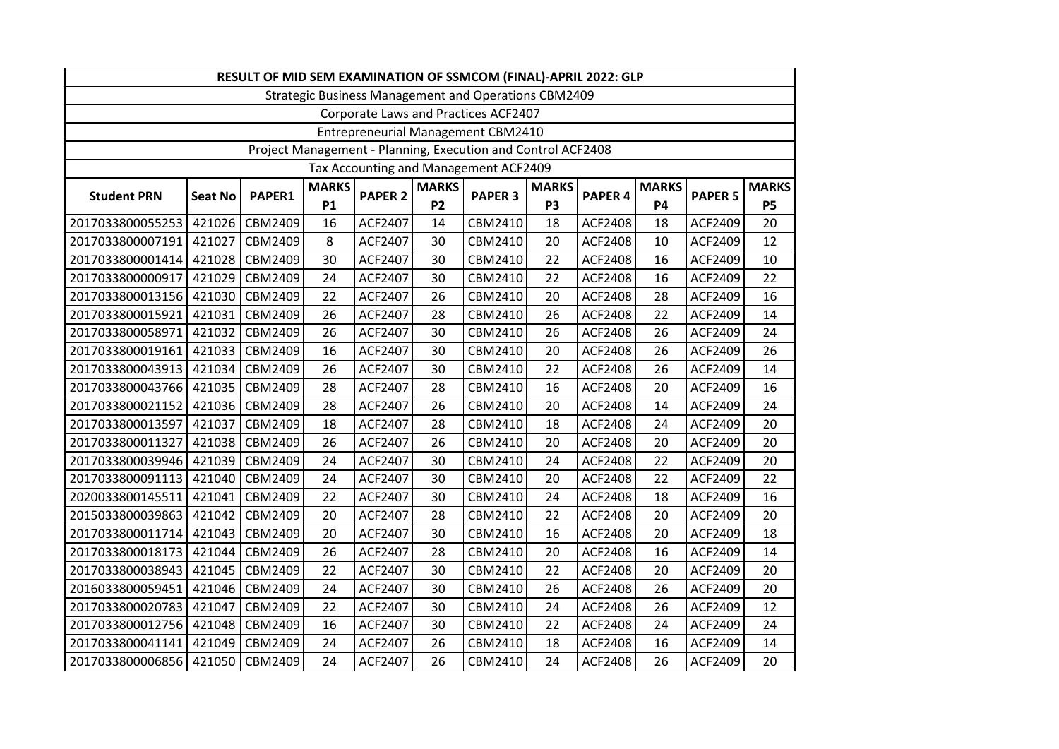| RESULT OF MID SEM EXAMINATION OF SSMCOM (FINAL)-APRIL 2022: GLP | | | | | | | | | | | |
|---|---|---|---|---|---|---|---|---|---|---|---|
| Strategic Business Management and Operations CBM2409 | | | | | | | | | | | |
| Corporate Laws and Practices ACF2407 | | | | | | | | | | | |
| Entrepreneurial Management CBM2410 | | | | | | | | | | | |
| Project Management - Planning, Execution and Control ACF2408 | | | | | | | | | | | |
| Tax Accounting and Management ACF2409 | | | | | | | | | | | |
| **Student PRN** | **Seat No** | **PAPER1** | **MARKS P1** | **PAPER 2** | **MARKS P2** | **PAPER 3** | **MARKS P3** | **PAPER 4** | **MARKS P4** | **PAPER 5** | **MARKS P5** |
| 2017033800055253 | 421026 | CBM2409 | 16 | ACF2407 | 14 | CBM2410 | 18 | ACF2408 | 18 | ACF2409 | 20 |
| 2017033800007191 | 421027 | CBM2409 | 8 | ACF2407 | 30 | CBM2410 | 20 | ACF2408 | 10 | ACF2409 | 12 |
| 2017033800001414 | 421028 | CBM2409 | 30 | ACF2407 | 30 | CBM2410 | 22 | ACF2408 | 16 | ACF2409 | 10 |
| 2017033800000917 | 421029 | CBM2409 | 24 | ACF2407 | 30 | CBM2410 | 22 | ACF2408 | 16 | ACF2409 | 22 |
| 2017033800013156 | 421030 | CBM2409 | 22 | ACF2407 | 26 | CBM2410 | 20 | ACF2408 | 28 | ACF2409 | 16 |
| 2017033800015921 | 421031 | CBM2409 | 26 | ACF2407 | 28 | CBM2410 | 26 | ACF2408 | 22 | ACF2409 | 14 |
| 2017033800058971 | 421032 | CBM2409 | 26 | ACF2407 | 30 | CBM2410 | 26 | ACF2408 | 26 | ACF2409 | 24 |
| 2017033800019161 | 421033 | CBM2409 | 16 | ACF2407 | 30 | CBM2410 | 20 | ACF2408 | 26 | ACF2409 | 26 |
| 2017033800043913 | 421034 | CBM2409 | 26 | ACF2407 | 30 | CBM2410 | 22 | ACF2408 | 26 | ACF2409 | 14 |
| 2017033800043766 | 421035 | CBM2409 | 28 | ACF2407 | 28 | CBM2410 | 16 | ACF2408 | 20 | ACF2409 | 16 |
| 2017033800021152 | 421036 | CBM2409 | 28 | ACF2407 | 26 | CBM2410 | 20 | ACF2408 | 14 | ACF2409 | 24 |
| 2017033800013597 | 421037 | CBM2409 | 18 | ACF2407 | 28 | CBM2410 | 18 | ACF2408 | 24 | ACF2409 | 20 |
| 2017033800011327 | 421038 | CBM2409 | 26 | ACF2407 | 26 | CBM2410 | 20 | ACF2408 | 20 | ACF2409 | 20 |
| 2017033800039946 | 421039 | CBM2409 | 24 | ACF2407 | 30 | CBM2410 | 24 | ACF2408 | 22 | ACF2409 | 20 |
| 2017033800091113 | 421040 | CBM2409 | 24 | ACF2407 | 30 | CBM2410 | 20 | ACF2408 | 22 | ACF2409 | 22 |
| 2020033800145511 | 421041 | CBM2409 | 22 | ACF2407 | 30 | CBM2410 | 24 | ACF2408 | 18 | ACF2409 | 16 |
| 2015033800039863 | 421042 | CBM2409 | 20 | ACF2407 | 28 | CBM2410 | 22 | ACF2408 | 20 | ACF2409 | 20 |
| 2017033800011714 | 421043 | CBM2409 | 20 | ACF2407 | 30 | CBM2410 | 16 | ACF2408 | 20 | ACF2409 | 18 |
| 2017033800018173 | 421044 | CBM2409 | 26 | ACF2407 | 28 | CBM2410 | 20 | ACF2408 | 16 | ACF2409 | 14 |
| 2017033800038943 | 421045 | CBM2409 | 22 | ACF2407 | 30 | CBM2410 | 22 | ACF2408 | 20 | ACF2409 | 20 |
| 2016033800059451 | 421046 | CBM2409 | 24 | ACF2407 | 30 | CBM2410 | 26 | ACF2408 | 26 | ACF2409 | 20 |
| 2017033800020783 | 421047 | CBM2409 | 22 | ACF2407 | 30 | CBM2410 | 24 | ACF2408 | 26 | ACF2409 | 12 |
| 2017033800012756 | 421048 | CBM2409 | 16 | ACF2407 | 30 | CBM2410 | 22 | ACF2408 | 24 | ACF2409 | 24 |
| 2017033800041141 | 421049 | CBM2409 | 24 | ACF2407 | 26 | CBM2410 | 18 | ACF2408 | 16 | ACF2409 | 14 |
| 2017033800006856 | 421050 | CBM2409 | 24 | ACF2407 | 26 | CBM2410 | 24 | ACF2408 | 26 | ACF2409 | 20 |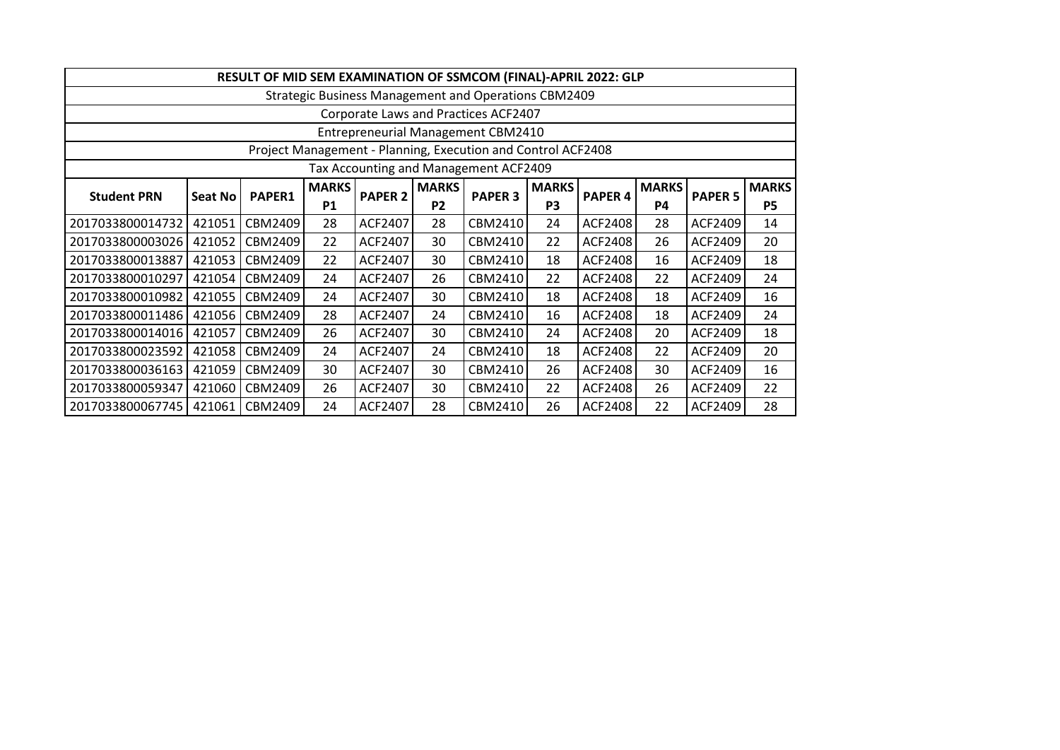| RESULT OF MID SEM EXAMINATION OF SSMCOM (FINAL)-APRIL 2022: GLP | | | | | | | | | | | | |
|---|---|---|---|---|---|---|---|---|---|---|---|---|
| Strategic Business Management and Operations CBM2409 | | | | | | | | | | | | |
| Corporate Laws and Practices ACF2407 | | | | | | | | | | | | |
| Entrepreneurial Management CBM2410 | | | | | | | | | | | | |
| Project Management - Planning, Execution and Control ACF2408 | | | | | | | | | | | | |
| Tax Accounting and Management ACF2409 | | | | | | | | | | | | |
| **Student PRN** | **Seat No** | **PAPER1** | **MARKS P1** | **PAPER 2** | **MARKS P2** | **PAPER 3** | **MARKS P3** | **PAPER 4** | **MARKS P4** | **PAPER 5** | **MARKS P5** |
| 2017033800014732 | 421051 | CBM2409 | 28 | ACF2407 | 28 | CBM2410 | 24 | ACF2408 | 28 | ACF2409 | 14 |
| 2017033800003026 | 421052 | CBM2409 | 22 | ACF2407 | 30 | CBM2410 | 22 | ACF2408 | 26 | ACF2409 | 20 |
| 2017033800013887 | 421053 | CBM2409 | 22 | ACF2407 | 30 | CBM2410 | 18 | ACF2408 | 16 | ACF2409 | 18 |
| 2017033800010297 | 421054 | CBM2409 | 24 | ACF2407 | 26 | CBM2410 | 22 | ACF2408 | 22 | ACF2409 | 24 |
| 2017033800010982 | 421055 | CBM2409 | 24 | ACF2407 | 30 | CBM2410 | 18 | ACF2408 | 18 | ACF2409 | 16 |
| 2017033800011486 | 421056 | CBM2409 | 28 | ACF2407 | 24 | CBM2410 | 16 | ACF2408 | 18 | ACF2409 | 24 |
| 2017033800014016 | 421057 | CBM2409 | 26 | ACF2407 | 30 | CBM2410 | 24 | ACF2408 | 20 | ACF2409 | 18 |
| 2017033800023592 | 421058 | CBM2409 | 24 | ACF2407 | 24 | CBM2410 | 18 | ACF2408 | 22 | ACF2409 | 20 |
| 2017033800036163 | 421059 | CBM2409 | 30 | ACF2407 | 30 | CBM2410 | 26 | ACF2408 | 30 | ACF2409 | 16 |
| 2017033800059347 | 421060 | CBM2409 | 26 | ACF2407 | 30 | CBM2410 | 22 | ACF2408 | 26 | ACF2409 | 22 |
| 2017033800067745 | 421061 | CBM2409 | 24 | ACF2407 | 28 | CBM2410 | 26 | ACF2408 | 22 | ACF2409 | 28 |